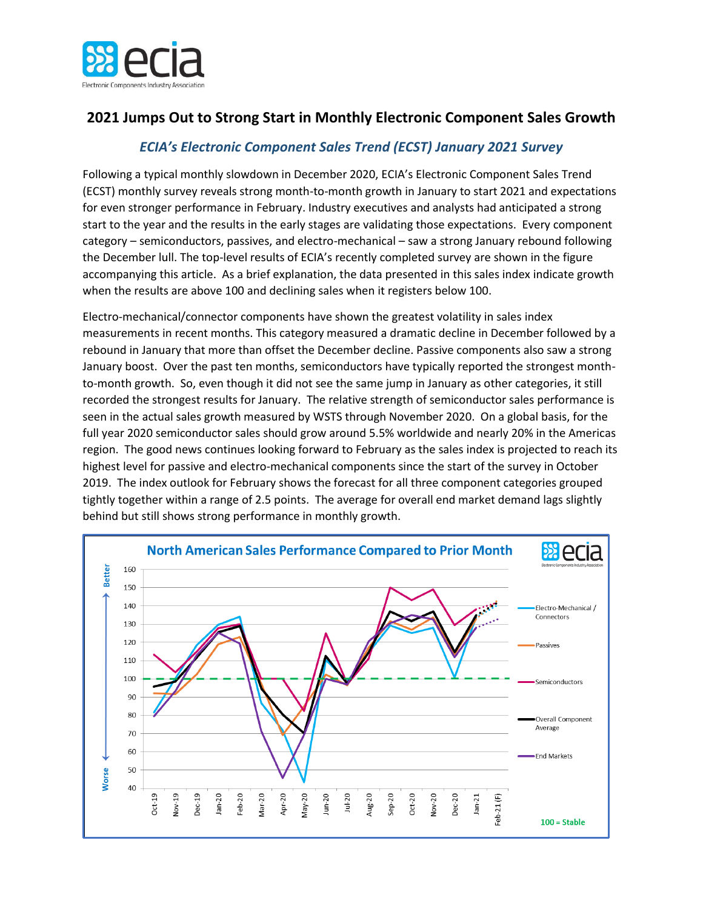# 2021 Jumps Out to Strong Start in Monthly Electronic Component Sales Growth

## *ECIA's Electronic Component Sales Trend (ECST) January 2021 Survey*

Following a typical monthly slowdown in December 2020, ECIA's Electronic Component Sales Trend (ECST) monthly survey reveals strong month-to-month growth in January to start 2021 and expectations for even stronger performance in February. Industry executives and analysts had anticipated a strong start to the year and the results in the early stages are validating those expectations. Every component category – semiconductors, passives, and electro-mechanical – saw a strong January rebound following the December lull. The top-level results of ECIA's recently completed survey are shown in the figure accompanying this article. As a brief explanation, the data presented in this sales index indicate growth when the results are above 100 and declining sales when it registers below 100.

Electro-mechanical/connector components have shown the greatest volatility in sales index measurements in recent months. This category measured a dramatic decline in December followed by a rebound in January that more than offset the December decline. Passive components also saw a strong January boost. Over the past ten months, semiconductors have typically reported the strongest month-to-month growth. So, even though it did not see the same jump in January as other categories, it still recorded the strongest results for January. The relative strength of semiconductor sales performance is seen in the actual sales growth measured by WSTS through November 2020. On a global basis, for the full year 2020 semiconductor sales should grow around 5.5% worldwide and nearly 20% in the Americas region. The good news continues looking forward to February as the sales index is projected to reach its highest level for passive and electro-mechanical components since the start of the survey in October 2019. The index outlook for February shows the forecast for all three component categories grouped tightly together within a range of 2.5 points. The average for overall end market demand lags slightly behind but still shows strong performance in monthly growth.

**North American Sales Performance Compared to Prior Month**

Legend: Electro-Mechanical / Connectors; Passives; Semiconductors; Overall Component Average; End Markets

Y-axis: 40–160 (Better ↑ / Worse ↓); X-axis: Oct-19 through Feb-21 (F)

100 = Stable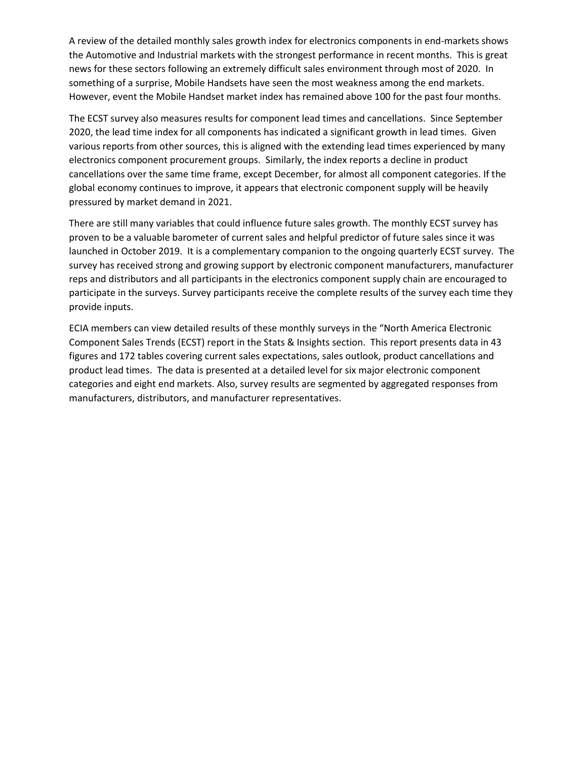A review of the detailed monthly sales growth index for electronics components in end-markets shows the Automotive and Industrial markets with the strongest performance in recent months. This is great news for these sectors following an extremely difficult sales environment through most of 2020. In something of a surprise, Mobile Handsets have seen the most weakness among the end markets. However, event the Mobile Handset market index has remained above 100 for the past four months.

The ECST survey also measures results for component lead times and cancellations. Since September 2020, the lead time index for all components has indicated a significant growth in lead times. Given various reports from other sources, this is aligned with the extending lead times experienced by many electronics component procurement groups. Similarly, the index reports a decline in product cancellations over the same time frame, except December, for almost all component categories. If the global economy continues to improve, it appears that electronic component supply will be heavily pressured by market demand in 2021.

There are still many variables that could influence future sales growth. The monthly ECST survey has proven to be a valuable barometer of current sales and helpful predictor of future sales since it was launched in October 2019. It is a complementary companion to the ongoing quarterly ECST survey. The survey has received strong and growing support by electronic component manufacturers, manufacturer reps and distributors and all participants in the electronics component supply chain are encouraged to participate in the surveys. Survey participants receive the complete results of the survey each time they provide inputs.

ECIA members can view detailed results of these monthly surveys in the "North America Electronic Component Sales Trends (ECST) report in the Stats & Insights section. This report presents data in 43 figures and 172 tables covering current sales expectations, sales outlook, product cancellations and product lead times. The data is presented at a detailed level for six major electronic component categories and eight end markets. Also, survey results are segmented by aggregated responses from manufacturers, distributors, and manufacturer representatives.